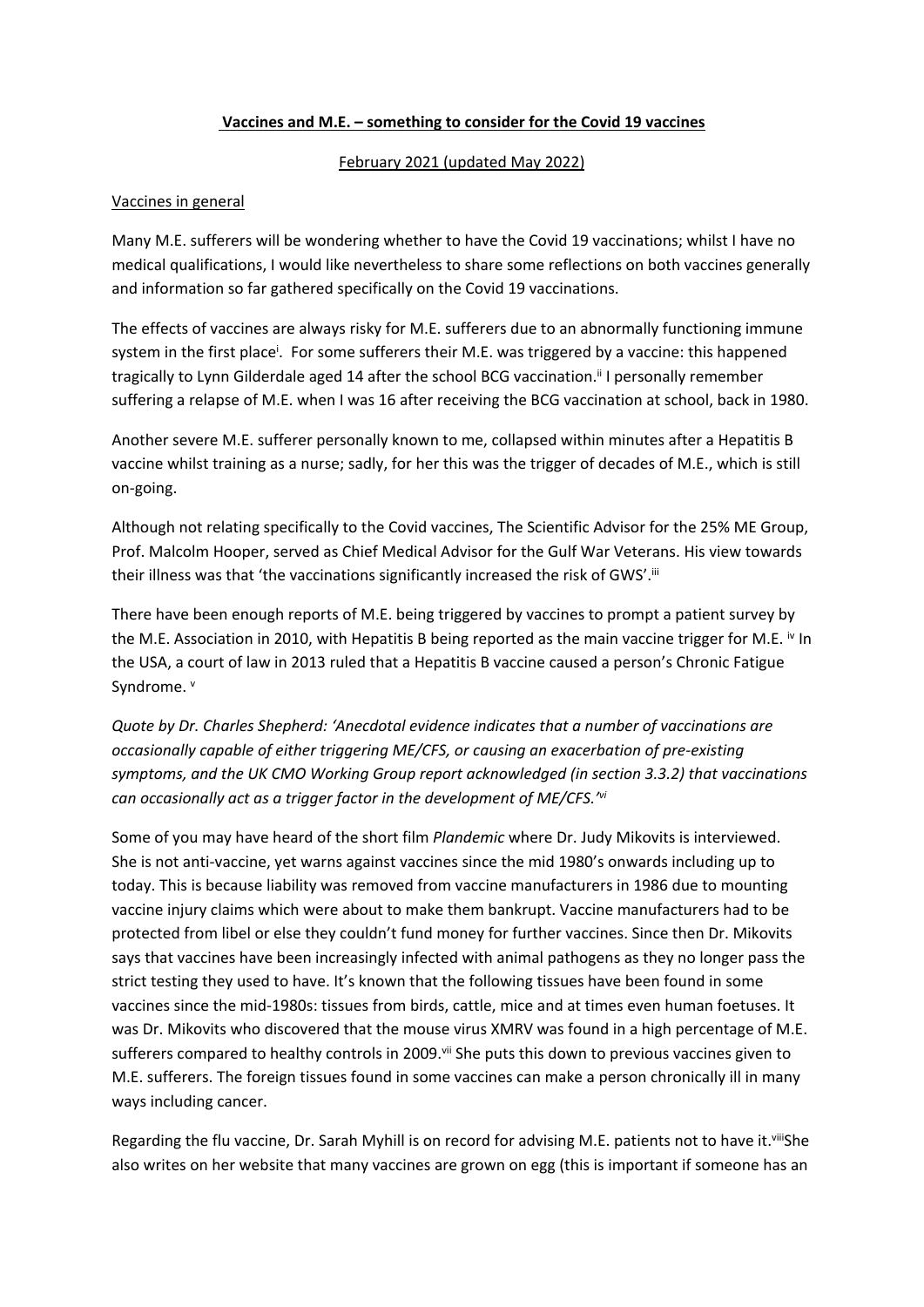**Vaccines and M.E. – something to consider for the Covid 19 vaccines**

February 2021 (updated May 2022)

Vaccines in general

Many M.E. sufferers will be wondering whether to have the Covid 19 vaccinations; whilst I have no medical qualifications, I would like nevertheless to share some reflections on both vaccines generally and information so far gathered specifically on the Covid 19 vaccinations.

The effects of vaccines are always risky for M.E. sufferers due to an abnormally functioning immune system in the first place[i]. For some sufferers their M.E. was triggered by a vaccine: this happened tragically to Lynn Gilderdale aged 14 after the school BCG vaccination.[ii] I personally remember suffering a relapse of M.E. when I was 16 after receiving the BCG vaccination at school, back in 1980.

Another severe M.E. sufferer personally known to me, collapsed within minutes after a Hepatitis B vaccine whilst training as a nurse; sadly, for her this was the trigger of decades of M.E., which is still on-going.

Although not relating specifically to the Covid vaccines, The Scientific Advisor for the 25% ME Group, Prof. Malcolm Hooper, served as Chief Medical Advisor for the Gulf War Veterans. His view towards their illness was that 'the vaccinations significantly increased the risk of GWS'.[iii]

There have been enough reports of M.E. being triggered by vaccines to prompt a patient survey by the M.E. Association in 2010, with Hepatitis B being reported as the main vaccine trigger for M.E. [iv] In the USA, a court of law in 2013 ruled that a Hepatitis B vaccine caused a person's Chronic Fatigue Syndrome. [v]

*Quote by Dr. Charles Shepherd: 'Anecdotal evidence indicates that a number of vaccinations are occasionally capable of either triggering ME/CFS, or causing an exacerbation of pre-existing symptoms, and the UK CMO Working Group report acknowledged (in section 3.3.2) that vaccinations can occasionally act as a trigger factor in the development of ME/CFS.'*[vi]

Some of you may have heard of the short film *Plandemic* where Dr. Judy Mikovits is interviewed. She is not anti-vaccine, yet warns against vaccines since the mid 1980's onwards including up to today. This is because liability was removed from vaccine manufacturers in 1986 due to mounting vaccine injury claims which were about to make them bankrupt. Vaccine manufacturers had to be protected from libel or else they couldn't fund money for further vaccines. Since then Dr. Mikovits says that vaccines have been increasingly infected with animal pathogens as they no longer pass the strict testing they used to have. It's known that the following tissues have been found in some vaccines since the mid-1980s: tissues from birds, cattle, mice and at times even human foetuses. It was Dr. Mikovits who discovered that the mouse virus XMRV was found in a high percentage of M.E. sufferers compared to healthy controls in 2009.[vii] She puts this down to previous vaccines given to M.E. sufferers. The foreign tissues found in some vaccines can make a person chronically ill in many ways including cancer.

Regarding the flu vaccine, Dr. Sarah Myhill is on record for advising M.E. patients not to have it.[viii] She also writes on her website that many vaccines are grown on egg (this is important if someone has an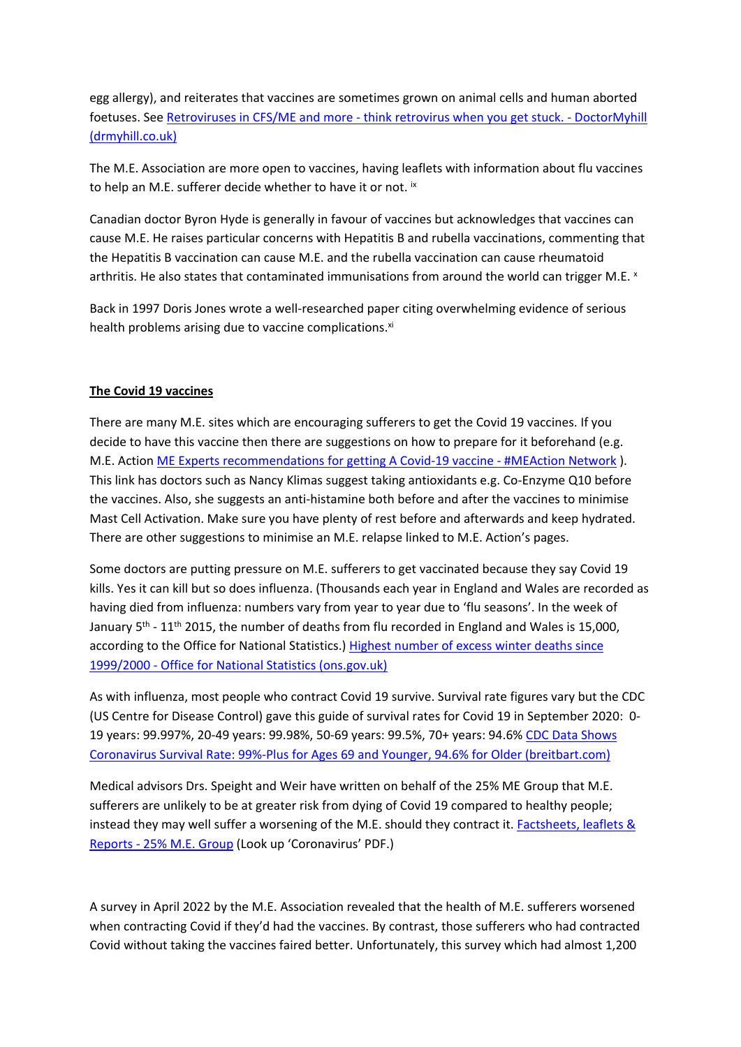egg allergy), and reiterates that vaccines are sometimes grown on animal cells and human aborted foetuses. See [Retroviruses in CFS/ME and more - think retrovirus when you get stuck. - DoctorMyhill (drmyhill.co.uk)](drmyhill.co.uk)

The M.E. Association are more open to vaccines, having leaflets with information about flu vaccines to help an M.E. sufferer decide whether to have it or not. [ix]

Canadian doctor Byron Hyde is generally in favour of vaccines but acknowledges that vaccines can cause M.E. He raises particular concerns with Hepatitis B and rubella vaccinations, commenting that the Hepatitis B vaccination can cause M.E. and the rubella vaccination can cause rheumatoid arthritis. He also states that contaminated immunisations from around the world can trigger M.E. [x]

Back in 1997 Doris Jones wrote a well-researched paper citing overwhelming evidence of serious health problems arising due to vaccine complications.[xi]

**The Covid 19 vaccines**

There are many M.E. sites which are encouraging sufferers to get the Covid 19 vaccines. If you decide to have this vaccine then there are suggestions on how to prepare for it beforehand (e.g. M.E. Action ME Experts recommendations for getting A Covid-19 vaccine - #MEAction Network ). This link has doctors such as Nancy Klimas suggest taking antioxidants e.g. Co-Enzyme Q10 before the vaccines. Also, she suggests an anti-histamine both before and after the vaccines to minimise Mast Cell Activation. Make sure you have plenty of rest before and afterwards and keep hydrated. There are other suggestions to minimise an M.E. relapse linked to M.E. Action's pages.

Some doctors are putting pressure on M.E. sufferers to get vaccinated because they say Covid 19 kills. Yes it can kill but so does influenza. (Thousands each year in England and Wales are recorded as having died from influenza: numbers vary from year to year due to 'flu seasons'. In the week of January 5th - 11th 2015, the number of deaths from flu recorded in England and Wales is 15,000, according to the Office for National Statistics.) Highest number of excess winter deaths since 1999/2000 - Office for National Statistics (ons.gov.uk)

As with influenza, most people who contract Covid 19 survive. Survival rate figures vary but the CDC (US Centre for Disease Control) gave this guide of survival rates for Covid 19 in September 2020: 0-19 years: 99.997%, 20-49 years: 99.98%, 50-69 years: 99.5%, 70+ years: 94.6% CDC Data Shows Coronavirus Survival Rate: 99%-Plus for Ages 69 and Younger, 94.6% for Older (breitbart.com)

Medical advisors Drs. Speight and Weir have written on behalf of the 25% ME Group that M.E. sufferers are unlikely to be at greater risk from dying of Covid 19 compared to healthy people; instead they may well suffer a worsening of the M.E. should they contract it. Factsheets, leaflets & Reports - 25% M.E. Group (Look up 'Coronavirus' PDF.)

A survey in April 2022 by the M.E. Association revealed that the health of M.E. sufferers worsened when contracting Covid if they'd had the vaccines. By contrast, those sufferers who had contracted Covid without taking the vaccines faired better. Unfortunately, this survey which had almost 1,200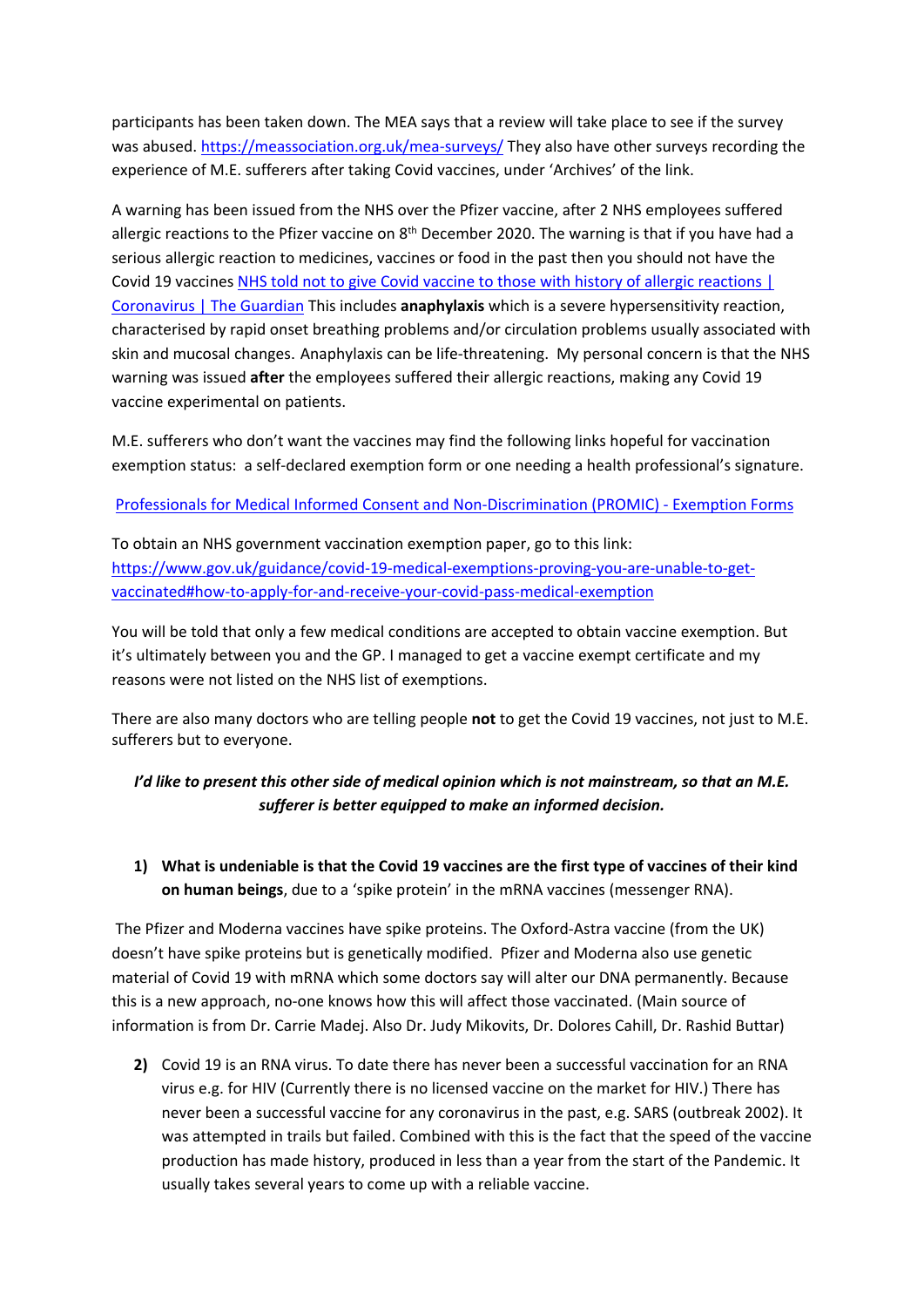participants has been taken down. The MEA says that a review will take place to see if the survey was abused. https://meassociation.org.uk/mea-surveys/ They also have other surveys recording the experience of M.E. sufferers after taking Covid vaccines, under 'Archives' of the link.

A warning has been issued from the NHS over the Pfizer vaccine, after 2 NHS employees suffered allergic reactions to the Pfizer vaccine on 8th December 2020. The warning is that if you have had a serious allergic reaction to medicines, vaccines or food in the past then you should not have the Covid 19 vaccines [NHS told not to give Covid vaccine to those with history of allergic reactions | Coronavirus | The Guardian] This includes **anaphylaxis** which is a severe hypersensitivity reaction, characterised by rapid onset breathing problems and/or circulation problems usually associated with skin and mucosal changes. Anaphylaxis can be life-threatening. My personal concern is that the NHS warning was issued **after** the employees suffered their allergic reactions, making any Covid 19 vaccine experimental on patients.

M.E. sufferers who don't want the vaccines may find the following links hopeful for vaccination exemption status: a self-declared exemption form or one needing a health professional's signature.

[Professionals for Medical Informed Consent and Non-Discrimination (PROMIC) - Exemption Forms]

To obtain an NHS government vaccination exemption paper, go to this link: https://www.gov.uk/guidance/covid-19-medical-exemptions-proving-you-are-unable-to-get-vaccinated#how-to-apply-for-and-receive-your-covid-pass-medical-exemption

You will be told that only a few medical conditions are accepted to obtain vaccine exemption. But it's ultimately between you and the GP. I managed to get a vaccine exempt certificate and my reasons were not listed on the NHS list of exemptions.

There are also many doctors who are telling people **not** to get the Covid 19 vaccines, not just to M.E. sufferers but to everyone.

***I'd like to present this other side of medical opinion which is not mainstream, so that an M.E. sufferer is better equipped to make an informed decision.***

1) **What is undeniable is that the Covid 19 vaccines are the first type of vaccines of their kind on human beings**, due to a 'spike protein' in the mRNA vaccines (messenger RNA).

The Pfizer and Moderna vaccines have spike proteins. The Oxford-Astra vaccine (from the UK) doesn't have spike proteins but is genetically modified. Pfizer and Moderna also use genetic material of Covid 19 with mRNA which some doctors say will alter our DNA permanently. Because this is a new approach, no-one knows how this will affect those vaccinated. (Main source of information is from Dr. Carrie Madej. Also Dr. Judy Mikovits, Dr. Dolores Cahill, Dr. Rashid Buttar)

2) Covid 19 is an RNA virus. To date there has never been a successful vaccination for an RNA virus e.g. for HIV (Currently there is no licensed vaccine on the market for HIV.) There has never been a successful vaccine for any coronavirus in the past, e.g. SARS (outbreak 2002). It was attempted in trails but failed. Combined with this is the fact that the speed of the vaccine production has made history, produced in less than a year from the start of the Pandemic. It usually takes several years to come up with a reliable vaccine.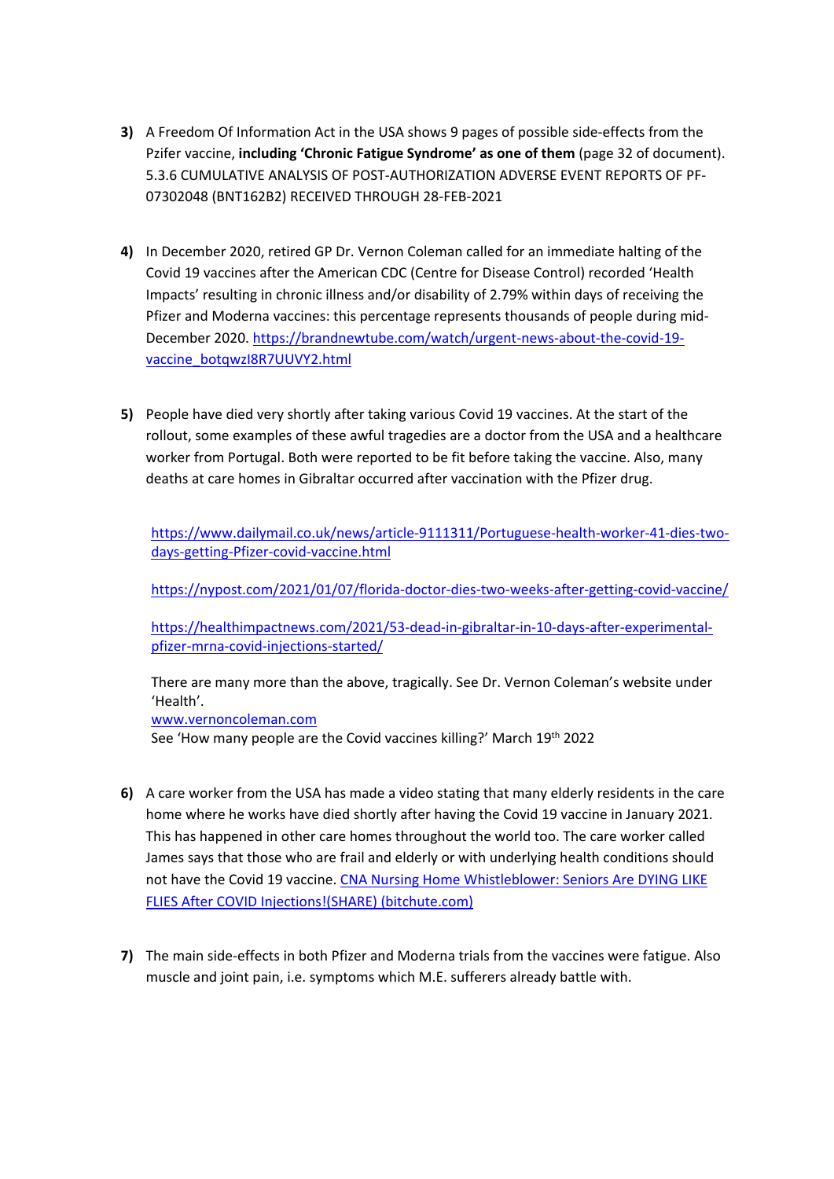3) A Freedom Of Information Act in the USA shows 9 pages of possible side-effects from the Pzifer vaccine, **including 'Chronic Fatigue Syndrome' as one of them** (page 32 of document). 5.3.6 CUMULATIVE ANALYSIS OF POST-AUTHORIZATION ADVERSE EVENT REPORTS OF PF-07302048 (BNT162B2) RECEIVED THROUGH 28-FEB-2021

4) In December 2020, retired GP Dr. Vernon Coleman called for an immediate halting of the Covid 19 vaccines after the American CDC (Centre for Disease Control) recorded 'Health Impacts' resulting in chronic illness and/or disability of 2.79% within days of receiving the Pfizer and Moderna vaccines: this percentage represents thousands of people during mid-December 2020. [https://brandnewtube.com/watch/urgent-news-about-the-covid-19-vaccine_botqwzI8R7UUVY2.html](https://brandnewtube.com/watch/urgent-news-about-the-covid-19-vaccine_botqwzI8R7UUVY2.html)

5) People have died very shortly after taking various Covid 19 vaccines. At the start of the rollout, some examples of these awful tragedies are a doctor from the USA and a healthcare worker from Portugal. Both were reported to be fit before taking the vaccine. Also, many deaths at care homes in Gibraltar occurred after vaccination with the Pfizer drug.

   [https://www.dailymail.co.uk/news/article-9111311/Portuguese-health-worker-41-dies-two-days-getting-Pfizer-covid-vaccine.html](https://www.dailymail.co.uk/news/article-9111311/Portuguese-health-worker-41-dies-two-days-getting-Pfizer-covid-vaccine.html)

   [https://nypost.com/2021/01/07/florida-doctor-dies-two-weeks-after-getting-covid-vaccine/](https://nypost.com/2021/01/07/florida-doctor-dies-two-weeks-after-getting-covid-vaccine/)

   [https://healthimpactnews.com/2021/53-dead-in-gibraltar-in-10-days-after-experimental-pfizer-mrna-covid-injections-started/](https://healthimpactnews.com/2021/53-dead-in-gibraltar-in-10-days-after-experimental-pfizer-mrna-covid-injections-started/)

   There are many more than the above, tragically. See Dr. Vernon Coleman's website under 'Health'.
   [www.vernoncoleman.com](http://www.vernoncoleman.com)
   See 'How many people are the Covid vaccines killing?' March 19th 2022

6) A care worker from the USA has made a video stating that many elderly residents in the care home where he works have died shortly after having the Covid 19 vaccine in January 2021. This has happened in other care homes throughout the world too. The care worker called James says that those who are frail and elderly or with underlying health conditions should not have the Covid 19 vaccine. [CNA Nursing Home Whistleblower: Seniors Are DYING LIKE FLIES After COVID Injections!(SHARE) (bitchute.com)]()

7) The main side-effects in both Pfizer and Moderna trials from the vaccines were fatigue. Also muscle and joint pain, i.e. symptoms which M.E. sufferers already battle with.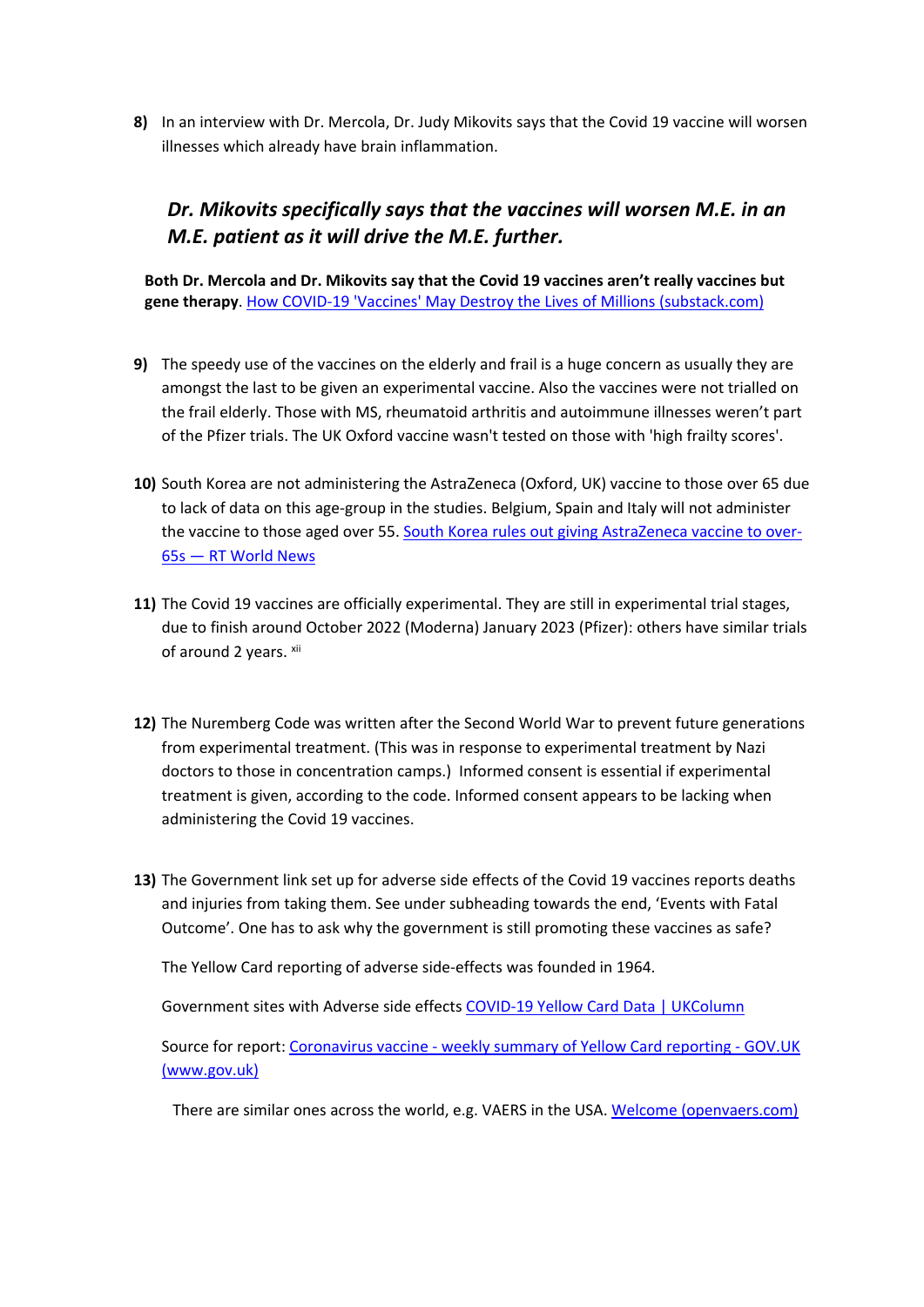8) In an interview with Dr. Mercola, Dr. Judy Mikovits says that the Covid 19 vaccine will worsen illnesses which already have brain inflammation.

### *Dr. Mikovits specifically says that the vaccines will worsen M.E. in an M.E. patient as it will drive the M.E. further.*

**Both Dr. Mercola and Dr. Mikovits say that the Covid 19 vaccines aren't really vaccines but gene therapy**. [How COVID-19 'Vaccines' May Destroy the Lives of Millions (substack.com)]()

9) The speedy use of the vaccines on the elderly and frail is a huge concern as usually they are amongst the last to be given an experimental vaccine. Also the vaccines were not trialled on the frail elderly. Those with MS, rheumatoid arthritis and autoimmune illnesses weren't part of the Pfizer trials. The UK Oxford vaccine wasn't tested on those with 'high frailty scores'.

10) South Korea are not administering the AstraZeneca (Oxford, UK) vaccine to those over 65 due to lack of data on this age-group in the studies. Belgium, Spain and Italy will not administer the vaccine to those aged over 55. [South Korea rules out giving AstraZeneca vaccine to over-65s — RT World News]()

11) The Covid 19 vaccines are officially experimental. They are still in experimental trial stages, due to finish around October 2022 (Moderna) January 2023 (Pfizer): others have similar trials of around 2 years. [xii]

12) The Nuremberg Code was written after the Second World War to prevent future generations from experimental treatment. (This was in response to experimental treatment by Nazi doctors to those in concentration camps.) Informed consent is essential if experimental treatment is given, according to the code. Informed consent appears to be lacking when administering the Covid 19 vaccines.

13) The Government link set up for adverse side effects of the Covid 19 vaccines reports deaths and injuries from taking them. See under subheading towards the end, 'Events with Fatal Outcome'. One has to ask why the government is still promoting these vaccines as safe?

    The Yellow Card reporting of adverse side-effects was founded in 1964.

    Government sites with Adverse side effects [COVID-19 Yellow Card Data | UKColumn]()

    Source for report: [Coronavirus vaccine - weekly summary of Yellow Card reporting - GOV.UK (www.gov.uk)]()

    There are similar ones across the world, e.g. VAERS in the USA. [Welcome (openvaers.com)]()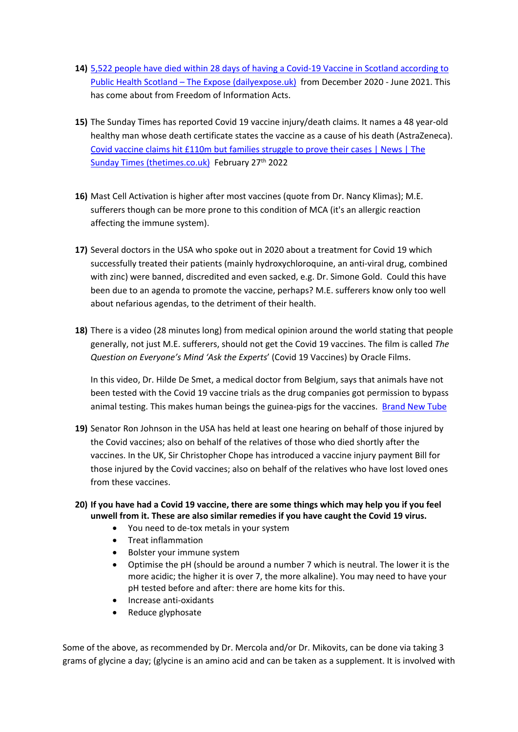14) [5,522 people have died within 28 days of having a Covid-19 Vaccine in Scotland according to Public Health Scotland – The Expose (dailyexpose.uk)](#) from December 2020 - June 2021. This has come about from Freedom of Information Acts.

15) The Sunday Times has reported Covid 19 vaccine injury/death claims. It names a 48 year-old healthy man whose death certificate states the vaccine as a cause of his death (AstraZeneca). [Covid vaccine claims hit £110m but families struggle to prove their cases | News | The Sunday Times (thetimes.co.uk)](#) February 27th 2022

16) Mast Cell Activation is higher after most vaccines (quote from Dr. Nancy Klimas); M.E. sufferers though can be more prone to this condition of MCA (it's an allergic reaction affecting the immune system).

17) Several doctors in the USA who spoke out in 2020 about a treatment for Covid 19 which successfully treated their patients (mainly hydroxychloroquine, an anti-viral drug, combined with zinc) were banned, discredited and even sacked, e.g. Dr. Simone Gold. Could this have been due to an agenda to promote the vaccine, perhaps? M.E. sufferers know only too well about nefarious agendas, to the detriment of their health.

18) There is a video (28 minutes long) from medical opinion around the world stating that people generally, not just M.E. sufferers, should not get the Covid 19 vaccines. The film is called *The Question on Everyone's Mind 'Ask the Experts*' (Covid 19 Vaccines) by Oracle Films.

    In this video, Dr. Hilde De Smet, a medical doctor from Belgium, says that animals have not been tested with the Covid 19 vaccine trials as the drug companies got permission to bypass animal testing. This makes human beings the guinea-pigs for the vaccines. [Brand New Tube](#)

19) Senator Ron Johnson in the USA has held at least one hearing on behalf of those injured by the Covid vaccines; also on behalf of the relatives of those who died shortly after the vaccines. In the UK, Sir Christopher Chope has introduced a vaccine injury payment Bill for those injured by the Covid vaccines; also on behalf of the relatives who have lost loved ones from these vaccines.

20) **If you have had a Covid 19 vaccine, there are some things which may help you if you feel unwell from it. These are also similar remedies if you have caught the Covid 19 virus.**
    - You need to de-tox metals in your system
    - Treat inflammation
    - Bolster your immune system
    - Optimise the pH (should be around a number 7 which is neutral. The lower it is the more acidic; the higher it is over 7, the more alkaline). You may need to have your pH tested before and after: there are home kits for this.
    - Increase anti-oxidants
    - Reduce glyphosate

Some of the above, as recommended by Dr. Mercola and/or Dr. Mikovits, can be done via taking 3 grams of glycine a day; (glycine is an amino acid and can be taken as a supplement. It is involved with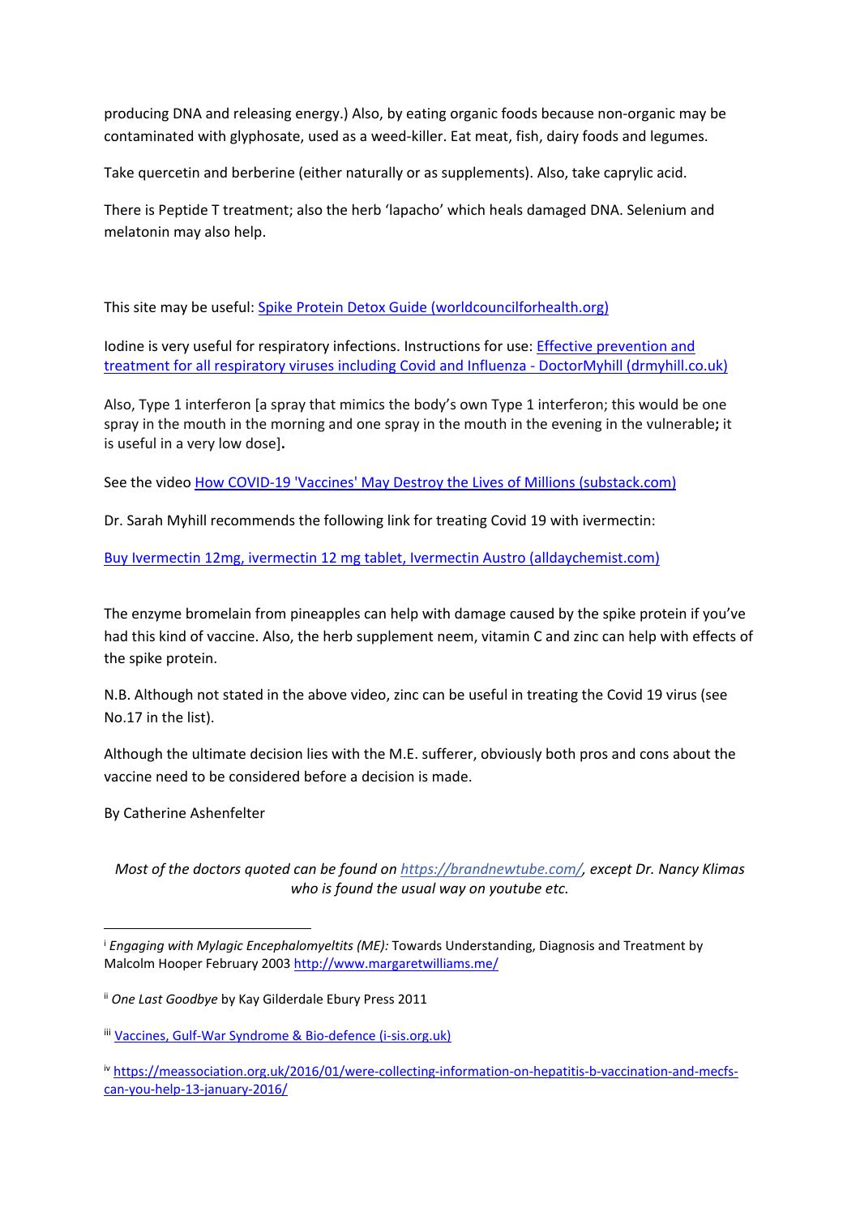producing DNA and releasing energy.) Also, by eating organic foods because non-organic may be contaminated with glyphosate, used as a weed-killer. Eat meat, fish, dairy foods and legumes.

Take quercetin and berberine (either naturally or as supplements). Also, take caprylic acid.

There is Peptide T treatment; also the herb 'lapacho' which heals damaged DNA. Selenium and melatonin may also help.

This site may be useful: [Spike Protein Detox Guide (worldcouncilforhealth.org)]

Iodine is very useful for respiratory infections. Instructions for use: [Effective prevention and treatment for all respiratory viruses including Covid and Influenza - DoctorMyhill (drmyhill.co.uk)]

Also, Type 1 interferon [a spray that mimics the body's own Type 1 interferon; this would be one spray in the mouth in the morning and one spray in the mouth in the evening in the vulnerable**;** it is useful in a very low dose]**.**

See the video [How COVID-19 'Vaccines' May Destroy the Lives of Millions (substack.com)]

Dr. Sarah Myhill recommends the following link for treating Covid 19 with ivermectin:

[Buy Ivermectin 12mg, ivermectin 12 mg tablet, Ivermectin Austro (alldaychemist.com)]

The enzyme bromelain from pineapples can help with damage caused by the spike protein if you've had this kind of vaccine. Also, the herb supplement neem, vitamin C and zinc can help with effects of the spike protein.

N.B. Although not stated in the above video, zinc can be useful in treating the Covid 19 virus (see No.17 in the list).

Although the ultimate decision lies with the M.E. sufferer, obviously both pros and cons about the vaccine need to be considered before a decision is made.

By Catherine Ashenfelter

*Most of the doctors quoted can be found on https://brandnewtube.com/, except Dr. Nancy Klimas who is found the usual way on youtube etc.*

---

[i] *Engaging with Mylagic Encephalomyeltits (ME):* Towards Understanding, Diagnosis and Treatment by Malcolm Hooper February 2003 http://www.margaretwilliams.me/

[ii] *One Last Goodbye* by Kay Gilderdale Ebury Press 2011

[iii] [Vaccines, Gulf-War Syndrome & Bio-defence (i-sis.org.uk)]

[iv] https://meassociation.org.uk/2016/01/were-collecting-information-on-hepatitis-b-vaccination-and-mecfs-can-you-help-13-january-2016/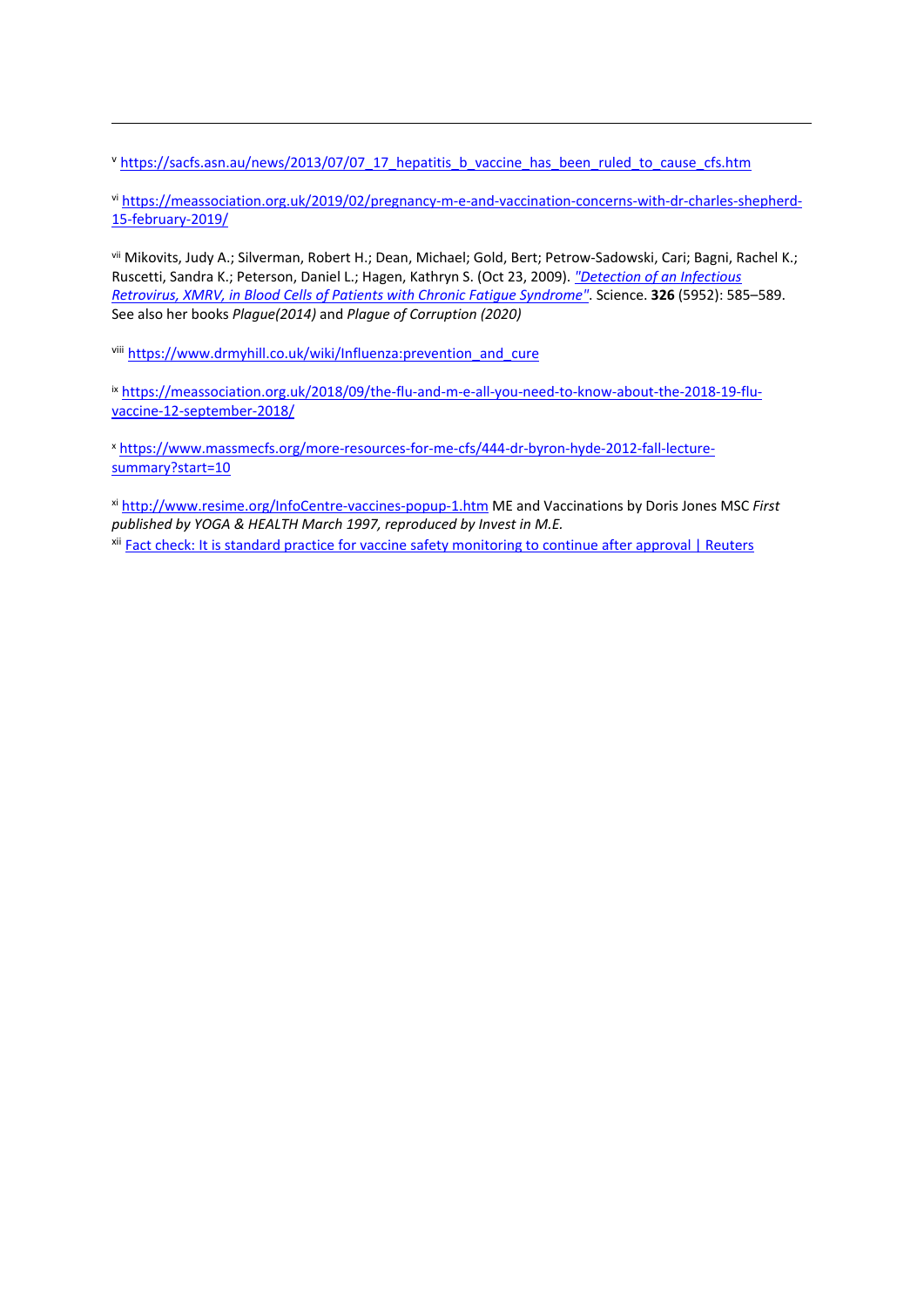---

[v] https://sacfs.asn.au/news/2013/07/07_17_hepatitis_b_vaccine_has_been_ruled_to_cause_cfs.htm

[vi] https://meassociation.org.uk/2019/02/pregnancy-m-e-and-vaccination-concerns-with-dr-charles-shepherd-15-february-2019/

[vii] Mikovits, Judy A.; Silverman, Robert H.; Dean, Michael; Gold, Bert; Petrow-Sadowski, Cari; Bagni, Rachel K.; Ruscetti, Sandra K.; Peterson, Daniel L.; Hagen, Kathryn S. (Oct 23, 2009). *"Detection of an Infectious Retrovirus, XMRV, in Blood Cells of Patients with Chronic Fatigue Syndrome"*. Science. **326** (5952): 585–589. See also her books *Plague(2014)* and *Plague of Corruption (2020)*

[viii] https://www.drmyhill.co.uk/wiki/Influenza:prevention_and_cure

[ix] https://meassociation.org.uk/2018/09/the-flu-and-m-e-all-you-need-to-know-about-the-2018-19-flu-vaccine-12-september-2018/

[x] https://www.massmecfs.org/more-resources-for-me-cfs/444-dr-byron-hyde-2012-fall-lecture-summary?start=10

[xi] http://www.resime.org/InfoCentre-vaccines-popup-1.htm ME and Vaccinations by Doris Jones MSC *First published by YOGA & HEALTH March 1997, reproduced by Invest in M.E.*

[xii] Fact check: It is standard practice for vaccine safety monitoring to continue after approval | Reuters